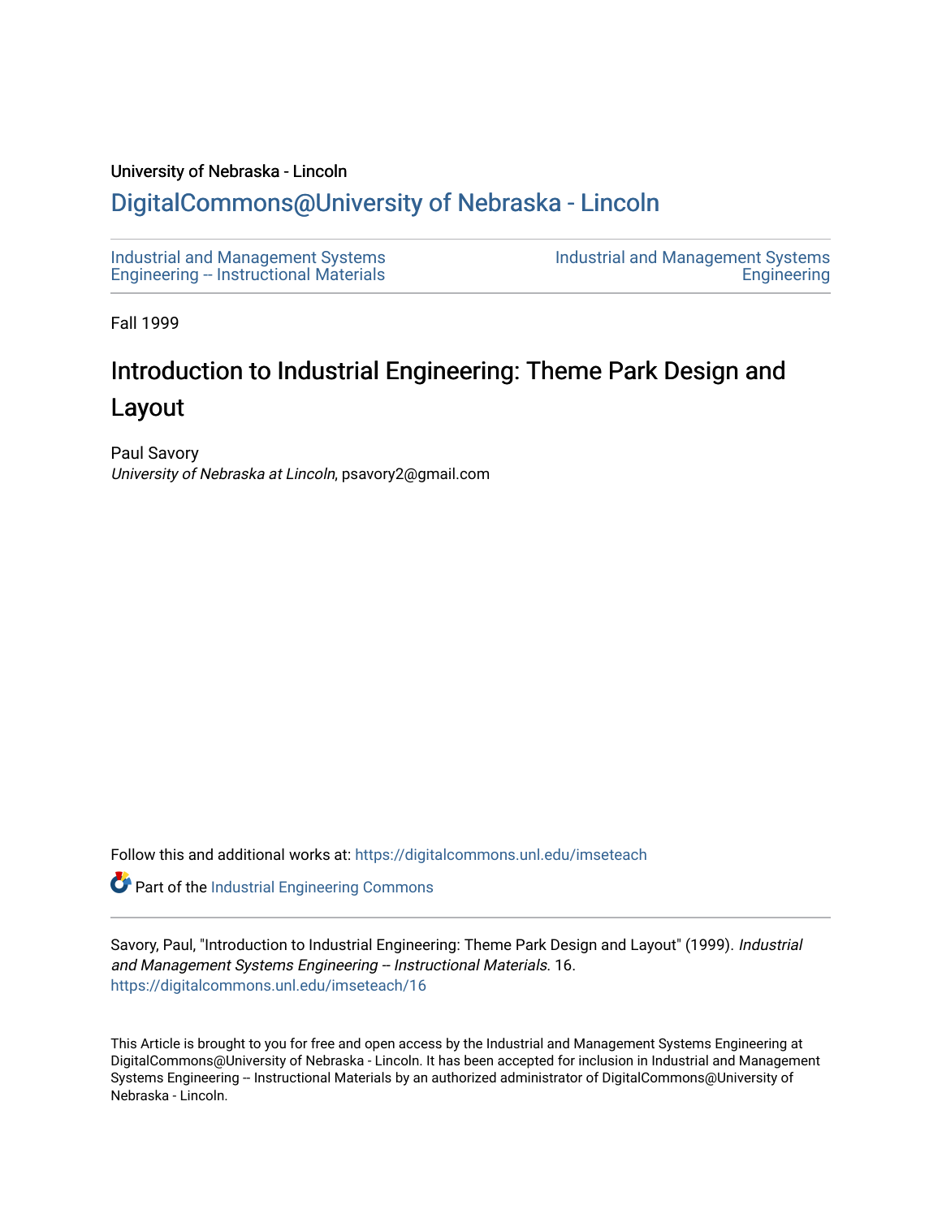University of Nebraska - Lincoln

# DigitalCommons@University of Nebraska - Lincoln

Industrial and Management Systems Engineering -- Instructional Materials

Industrial and Management Systems Engineering

Fall 1999

# Introduction to Industrial Engineering: Theme Park Design and Layout

Paul Savory
*University of Nebraska at Lincoln*, psavory2@gmail.com

Follow this and additional works at: https://digitalcommons.unl.edu/imseteach

Part of the Industrial Engineering Commons

Savory, Paul, "Introduction to Industrial Engineering: Theme Park Design and Layout" (1999). *Industrial and Management Systems Engineering -- Instructional Materials*. 16.
https://digitalcommons.unl.edu/imseteach/16

This Article is brought to you for free and open access by the Industrial and Management Systems Engineering at DigitalCommons@University of Nebraska - Lincoln. It has been accepted for inclusion in Industrial and Management Systems Engineering -- Instructional Materials by an authorized administrator of DigitalCommons@University of Nebraska - Lincoln.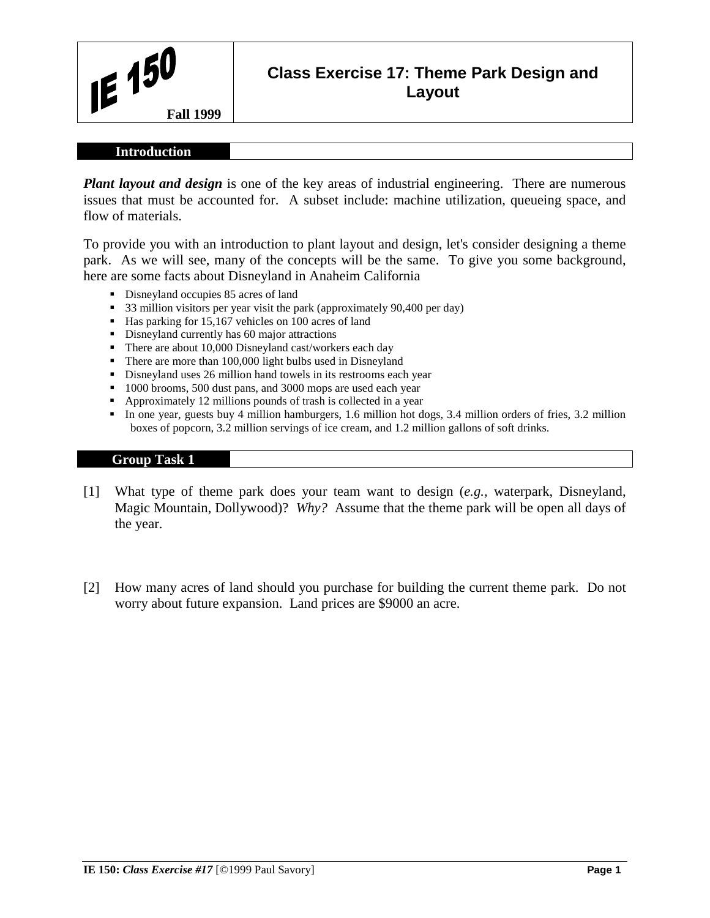# Class Exercise 17: Theme Park Design and Layout

IE 150 — Fall 1999

## Introduction

***Plant layout and design*** is one of the key areas of industrial engineering. There are numerous issues that must be accounted for. A subset include: machine utilization, queueing space, and flow of materials.

To provide you with an introduction to plant layout and design, let's consider designing a theme park. As we will see, many of the concepts will be the same. To give you some background, here are some facts about Disneyland in Anaheim California

- Disneyland occupies 85 acres of land
- 33 million visitors per year visit the park (approximately 90,400 per day)
- Has parking for 15,167 vehicles on 100 acres of land
- Disneyland currently has 60 major attractions
- There are about 10,000 Disneyland cast/workers each day
- There are more than 100,000 light bulbs used in Disneyland
- Disneyland uses 26 million hand towels in its restrooms each year
- 1000 brooms, 500 dust pans, and 3000 mops are used each year
- Approximately 12 millions pounds of trash is collected in a year
- In one year, guests buy 4 million hamburgers, 1.6 million hot dogs, 3.4 million orders of fries, 3.2 million boxes of popcorn, 3.2 million servings of ice cream, and 1.2 million gallons of soft drinks.

## Group Task 1

[1] What type of theme park does your team want to design (*e.g.*, waterpark, Disneyland, Magic Mountain, Dollywood)? *Why?* Assume that the theme park will be open all days of the year.

[2] How many acres of land should you purchase for building the current theme park. Do not worry about future expansion. Land prices are $9000 an acre.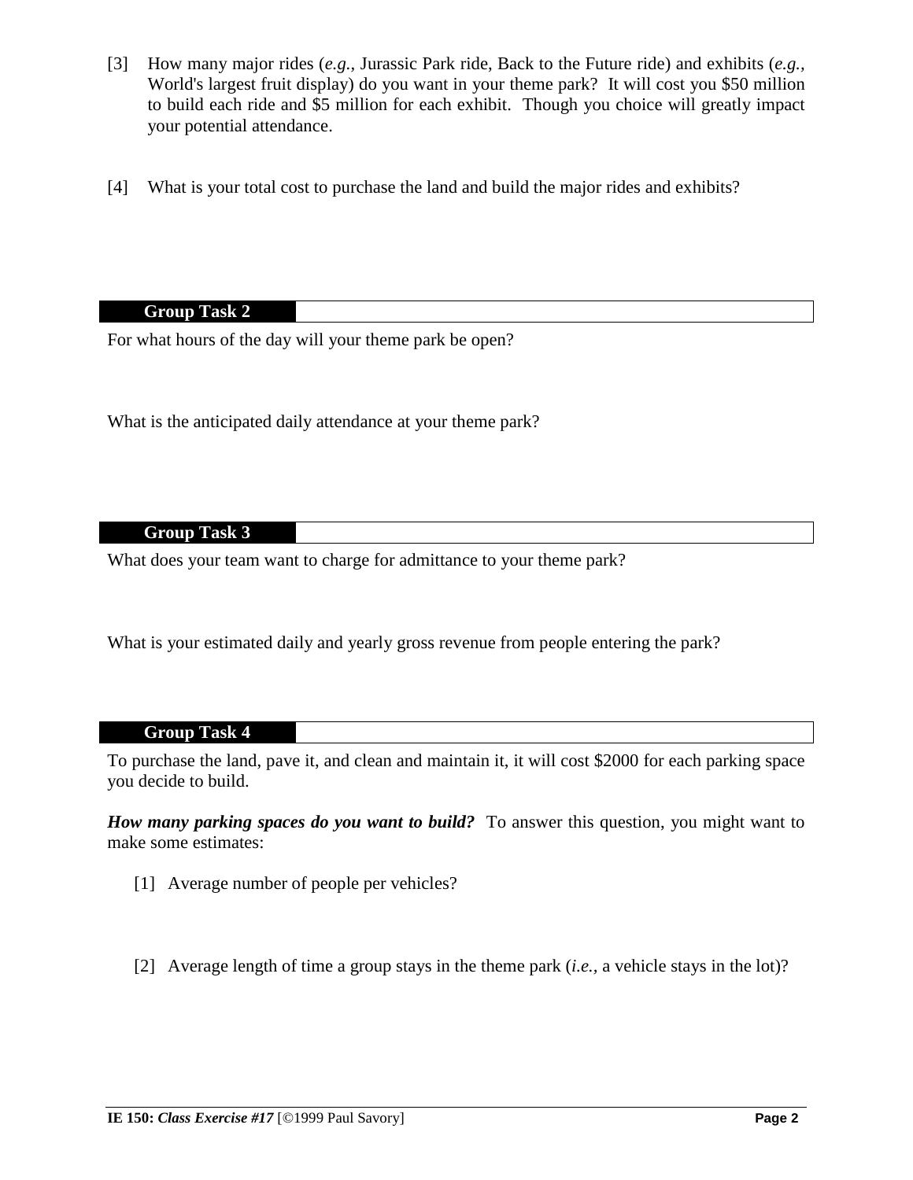[3] How many major rides (*e.g.,* Jurassic Park ride, Back to the Future ride) and exhibits (*e.g.,* World's largest fruit display) do you want in your theme park? It will cost you $50 million to build each ride and $5 million for each exhibit. Though you choice will greatly impact your potential attendance.

[4] What is your total cost to purchase the land and build the major rides and exhibits?

## Group Task 2

For what hours of the day will your theme park be open?

What is the anticipated daily attendance at your theme park?

## Group Task 3

What does your team want to charge for admittance to your theme park?

What is your estimated daily and yearly gross revenue from people entering the park?

## Group Task 4

To purchase the land, pave it, and clean and maintain it, it will cost $2000 for each parking space you decide to build.

***How many parking spaces do you want to build?*** To answer this question, you might want to make some estimates:

[1] Average number of people per vehicles?

[2] Average length of time a group stays in the theme park (*i.e.,* a vehicle stays in the lot)?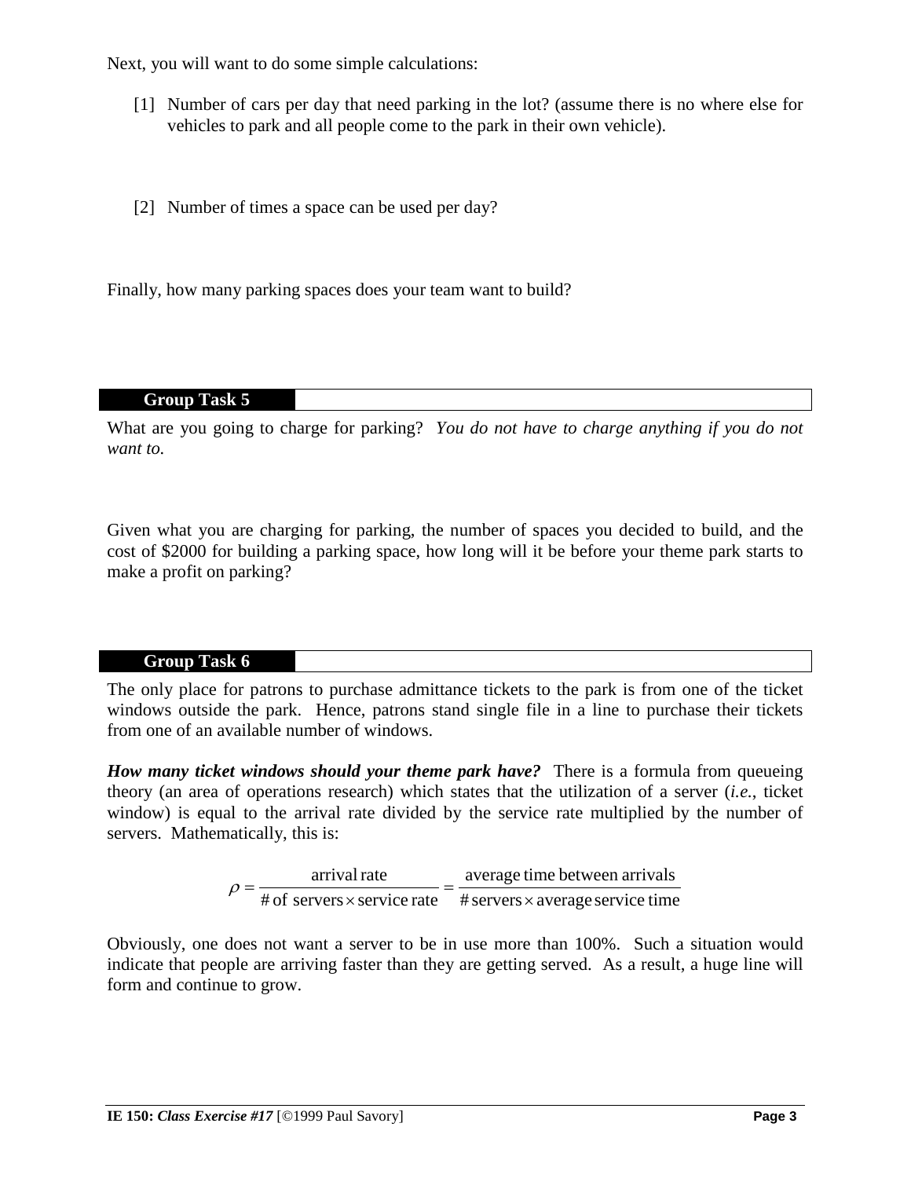Next, you will want to do some simple calculations:

[1] Number of cars per day that need parking in the lot? (assume there is no where else for vehicles to park and all people come to the park in their own vehicle).

[2] Number of times a space can be used per day?

Finally, how many parking spaces does your team want to build?

## Group Task 5

What are you going to charge for parking? *You do not have to charge anything if you do not want to.*

Given what you are charging for parking, the number of spaces you decided to build, and the cost of $2000 for building a parking space, how long will it be before your theme park starts to make a profit on parking?

## Group Task 6

The only place for patrons to purchase admittance tickets to the park is from one of the ticket windows outside the park. Hence, patrons stand single file in a line to purchase their tickets from one of an available number of windows.

***How many ticket windows should your theme park have?*** There is a formula from queueing theory (an area of operations research) which states that the utilization of a server (*i.e.*, ticket window) is equal to the arrival rate divided by the service rate multiplied by the number of servers. Mathematically, this is:

$$\rho = \frac{\text{arrival rate}}{\text{\# of servers} \times \text{service rate}} = \frac{\text{average time between arrivals}}{\text{\# servers} \times \text{average service time}}$$

Obviously, one does not want a server to be in use more than 100%. Such a situation would indicate that people are arriving faster than they are getting served. As a result, a huge line will form and continue to grow.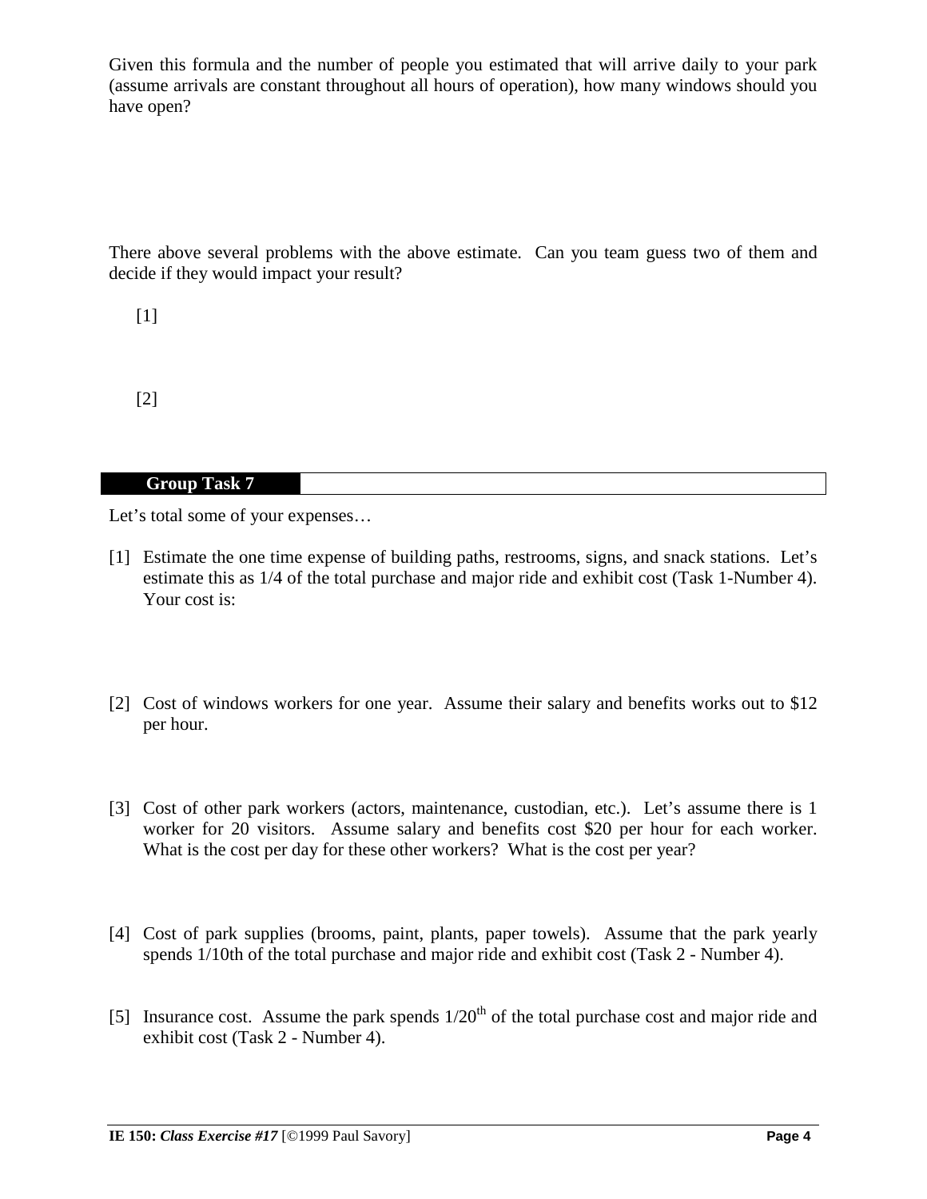Given this formula and the number of people you estimated that will arrive daily to your park (assume arrivals are constant throughout all hours of operation), how many windows should you have open?

There above several problems with the above estimate. Can you team guess two of them and decide if they would impact your result?

[1]

[2]

## Group Task 7

Let's total some of your expenses…

[1] Estimate the one time expense of building paths, restrooms, signs, and snack stations. Let's estimate this as 1/4 of the total purchase and major ride and exhibit cost (Task 1-Number 4). Your cost is:

[2] Cost of windows workers for one year. Assume their salary and benefits works out to $12 per hour.

[3] Cost of other park workers (actors, maintenance, custodian, etc.). Let's assume there is 1 worker for 20 visitors. Assume salary and benefits cost $20 per hour for each worker. What is the cost per day for these other workers? What is the cost per year?

[4] Cost of park supplies (brooms, paint, plants, paper towels). Assume that the park yearly spends 1/10th of the total purchase and major ride and exhibit cost (Task 2 - Number 4).

[5] Insurance cost. Assume the park spends $1/20^{th}$ of the total purchase cost and major ride and exhibit cost (Task 2 - Number 4).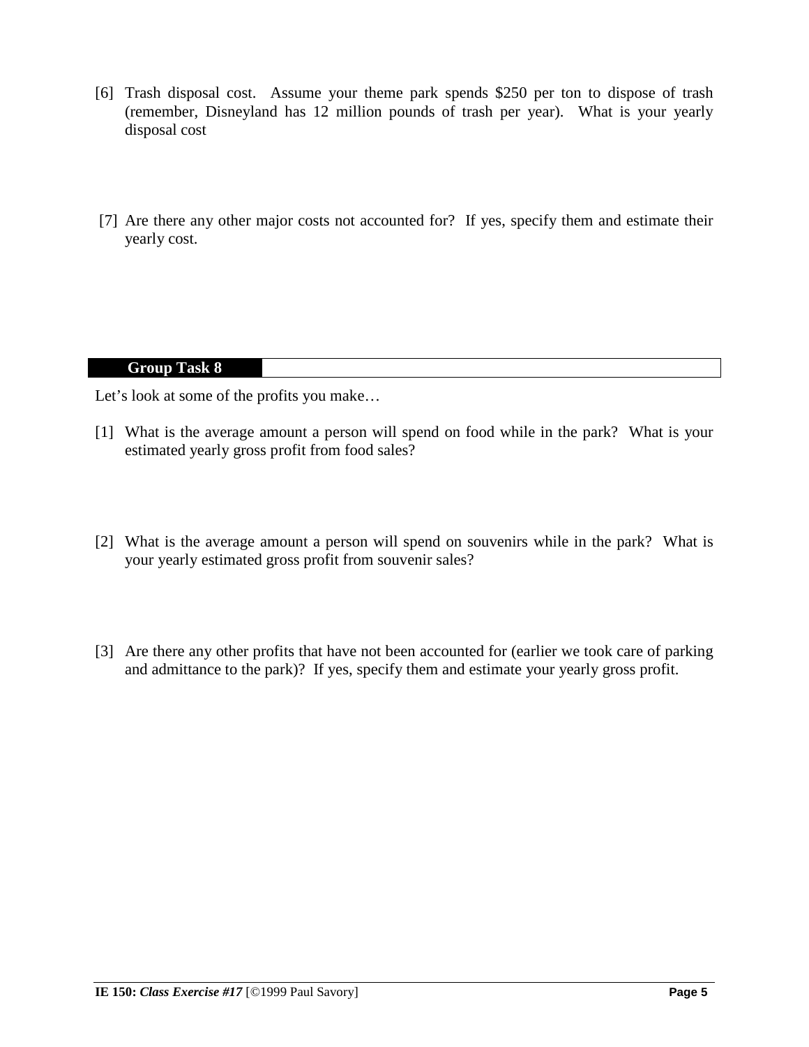[6] Trash disposal cost. Assume your theme park spends $250 per ton to dispose of trash (remember, Disneyland has 12 million pounds of trash per year). What is your yearly disposal cost

[7] Are there any other major costs not accounted for? If yes, specify them and estimate their yearly cost.

## Group Task 8

Let's look at some of the profits you make…

[1] What is the average amount a person will spend on food while in the park? What is your estimated yearly gross profit from food sales?

[2] What is the average amount a person will spend on souvenirs while in the park? What is your yearly estimated gross profit from souvenir sales?

[3] Are there any other profits that have not been accounted for (earlier we took care of parking and admittance to the park)? If yes, specify them and estimate your yearly gross profit.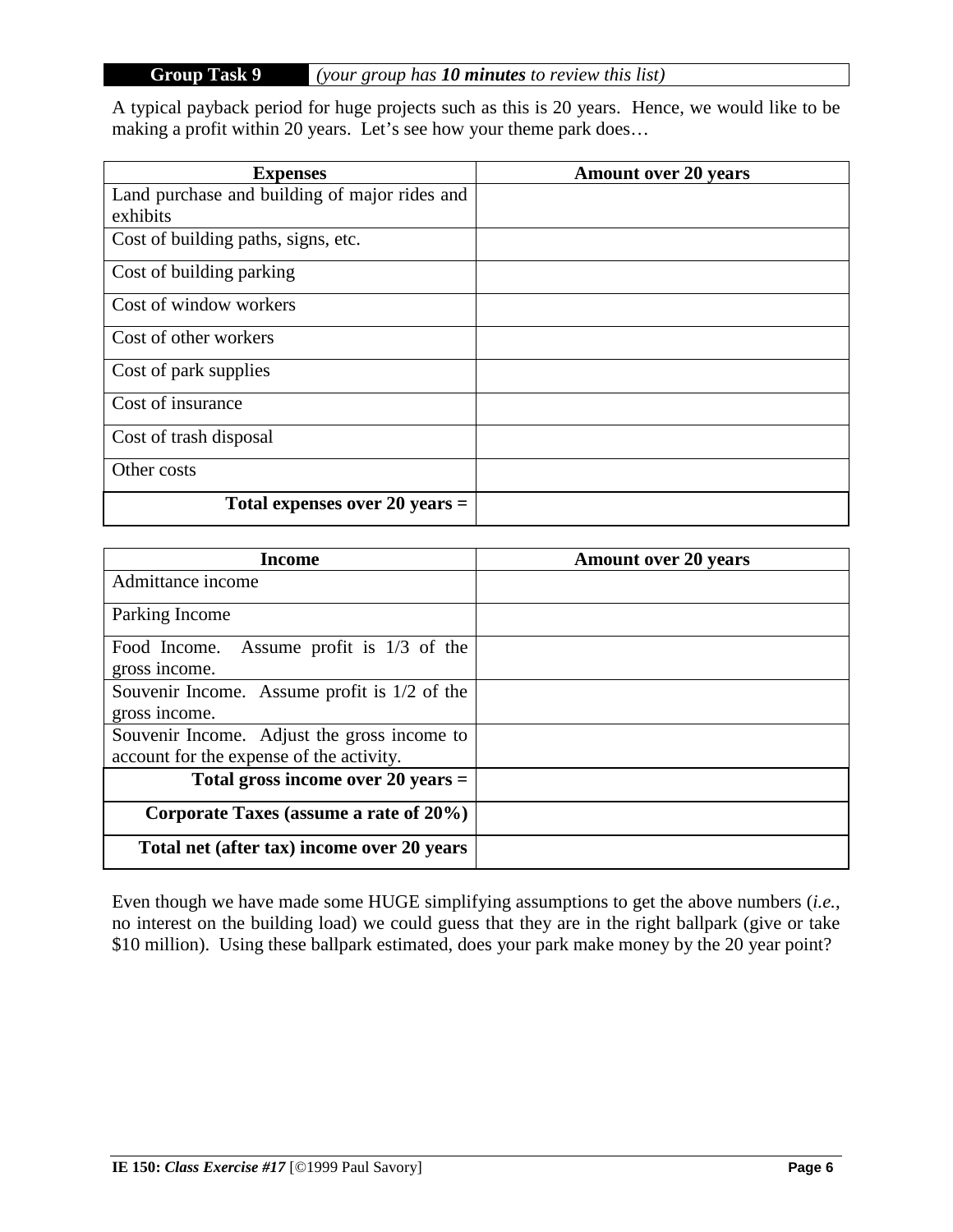**Group Task 9** *(your group has **10 minutes** to review this list)*

A typical payback period for huge projects such as this is 20 years. Hence, we would like to be making a profit within 20 years. Let's see how your theme park does…

| Expenses | Amount over 20 years |
|---|---|
| Land purchase and building of major rides and exhibits | |
| Cost of building paths, signs, etc. | |
| Cost of building parking | |
| Cost of window workers | |
| Cost of other workers | |
| Cost of park supplies | |
| Cost of insurance | |
| Cost of trash disposal | |
| Other costs | |
| **Total expenses over 20 years =** | |

| Income | Amount over 20 years |
|---|---|
| Admittance income | |
| Parking Income | |
| Food Income. Assume profit is 1/3 of the gross income. | |
| Souvenir Income. Assume profit is 1/2 of the gross income. | |
| Souvenir Income. Adjust the gross income to account for the expense of the activity. | |
| **Total gross income over 20 years =** | |
| **Corporate Taxes (assume a rate of 20%)** | |
| **Total net (after tax) income over 20 years** | |

Even though we have made some HUGE simplifying assumptions to get the above numbers (*i.e.*, no interest on the building load) we could guess that they are in the right ballpark (give or take $10 million). Using these ballpark estimated, does your park make money by the 20 year point?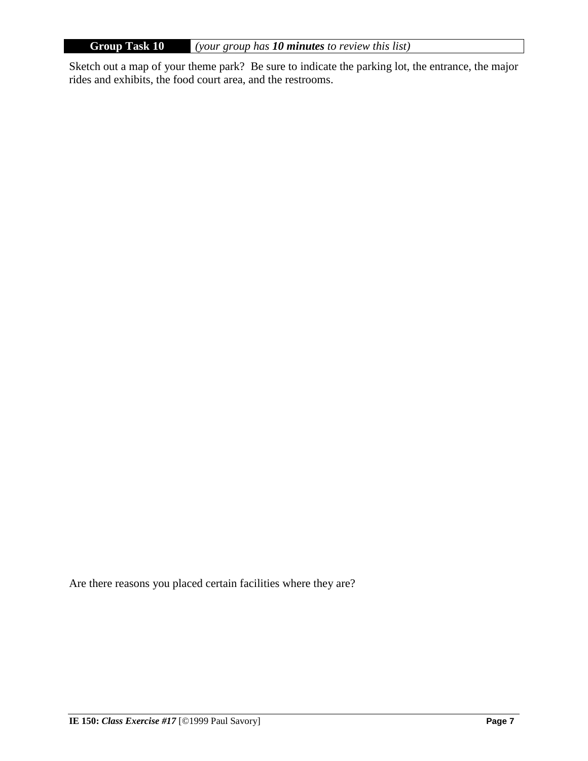**Group Task 10** *(your group has **10 minutes** to review this list)*

Sketch out a map of your theme park? Be sure to indicate the parking lot, the entrance, the major rides and exhibits, the food court area, and the restrooms.

Are there reasons you placed certain facilities where they are?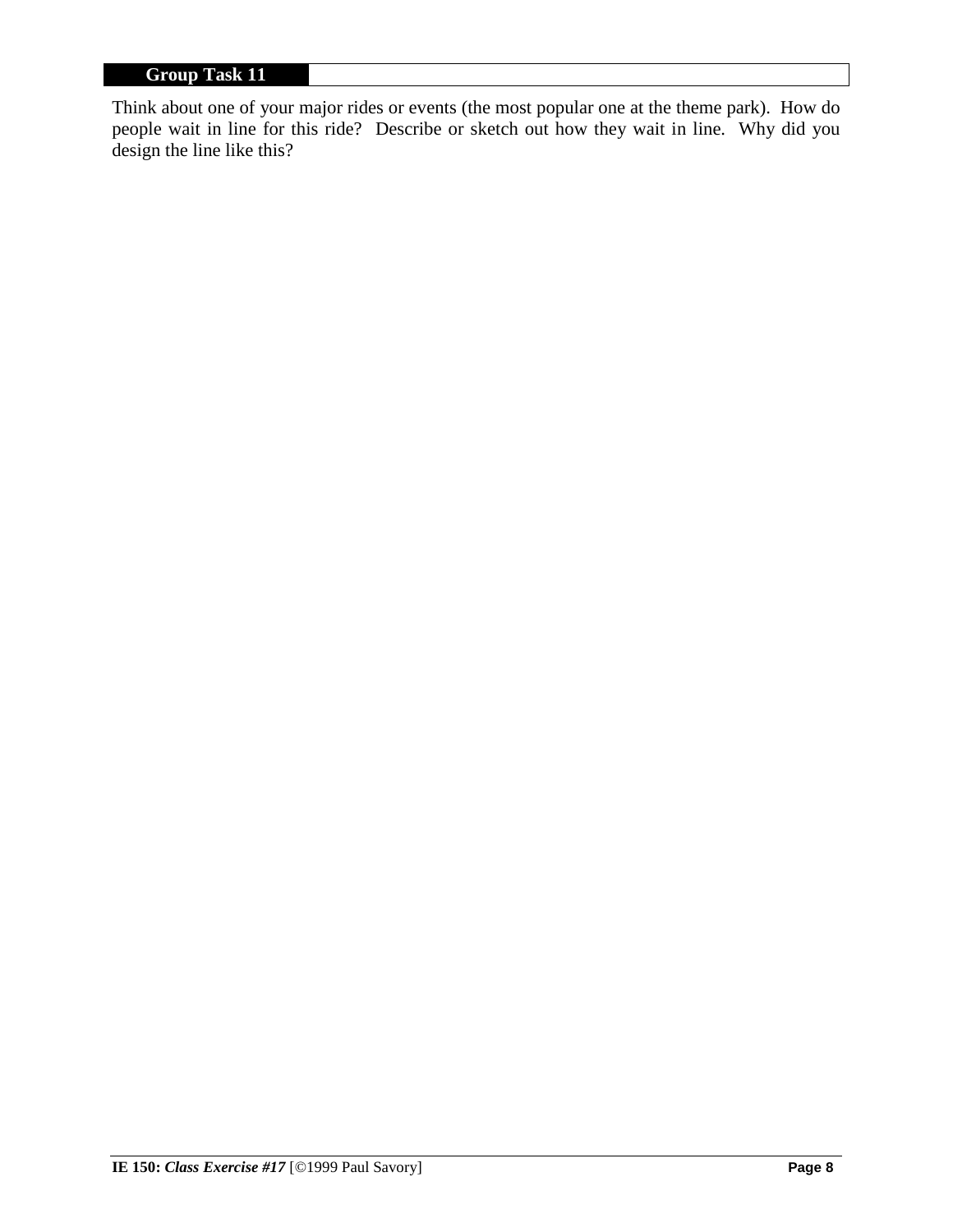## Group Task 11

Think about one of your major rides or events (the most popular one at the theme park). How do people wait in line for this ride? Describe or sketch out how they wait in line. Why did you design the line like this?